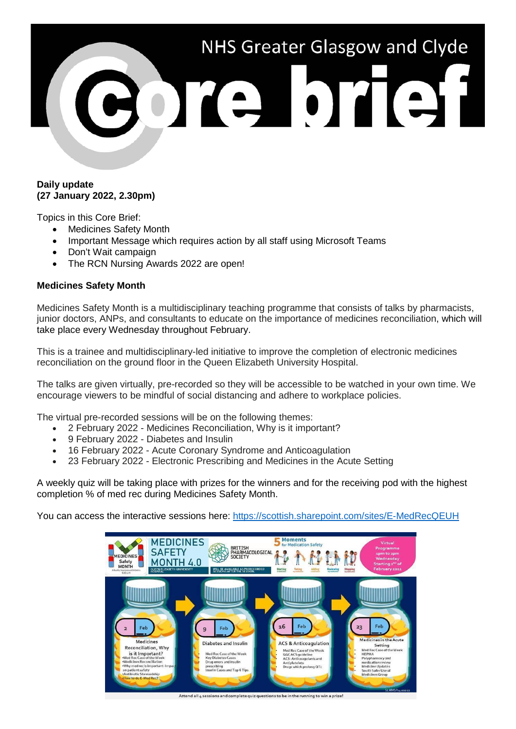# NHS Greater Glasgow and Clyde Core brief

**Daily update**
**(27 January 2022, 2.30pm)**

Topics in this Core Brief:

- Medicines Safety Month
- Important Message which requires action by all staff using Microsoft Teams
- Don't Wait campaign
- The RCN Nursing Awards 2022 are open!

## Medicines Safety Month

Medicines Safety Month is a multidisciplinary teaching programme that consists of talks by pharmacists, junior doctors, ANPs, and consultants to educate on the importance of medicines reconciliation, which will take place every Wednesday throughout February.

This is a trainee and multidisciplinary-led initiative to improve the completion of electronic medicines reconciliation on the ground floor in the Queen Elizabeth University Hospital.

The talks are given virtually, pre-recorded so they will be accessible to be watched in your own time. We encourage viewers to be mindful of social distancing and adhere to workplace policies.

The virtual pre-recorded sessions will be on the following themes:

- 2 February 2022 - Medicines Reconciliation, Why is it important?
- 9 February 2022 - Diabetes and Insulin
- 16 February 2022 - Acute Coronary Syndrome and Anticoagulation
- 23 February 2022 - Electronic Prescribing and Medicines in the Acute Setting

A weekly quiz will be taking place with prizes for the winners and for the receiving pod with the highest completion % of med rec during Medicines Safety Month.

You can access the interactive sessions here: https://scottish.sharepoint.com/sites/E-MedRecQEUH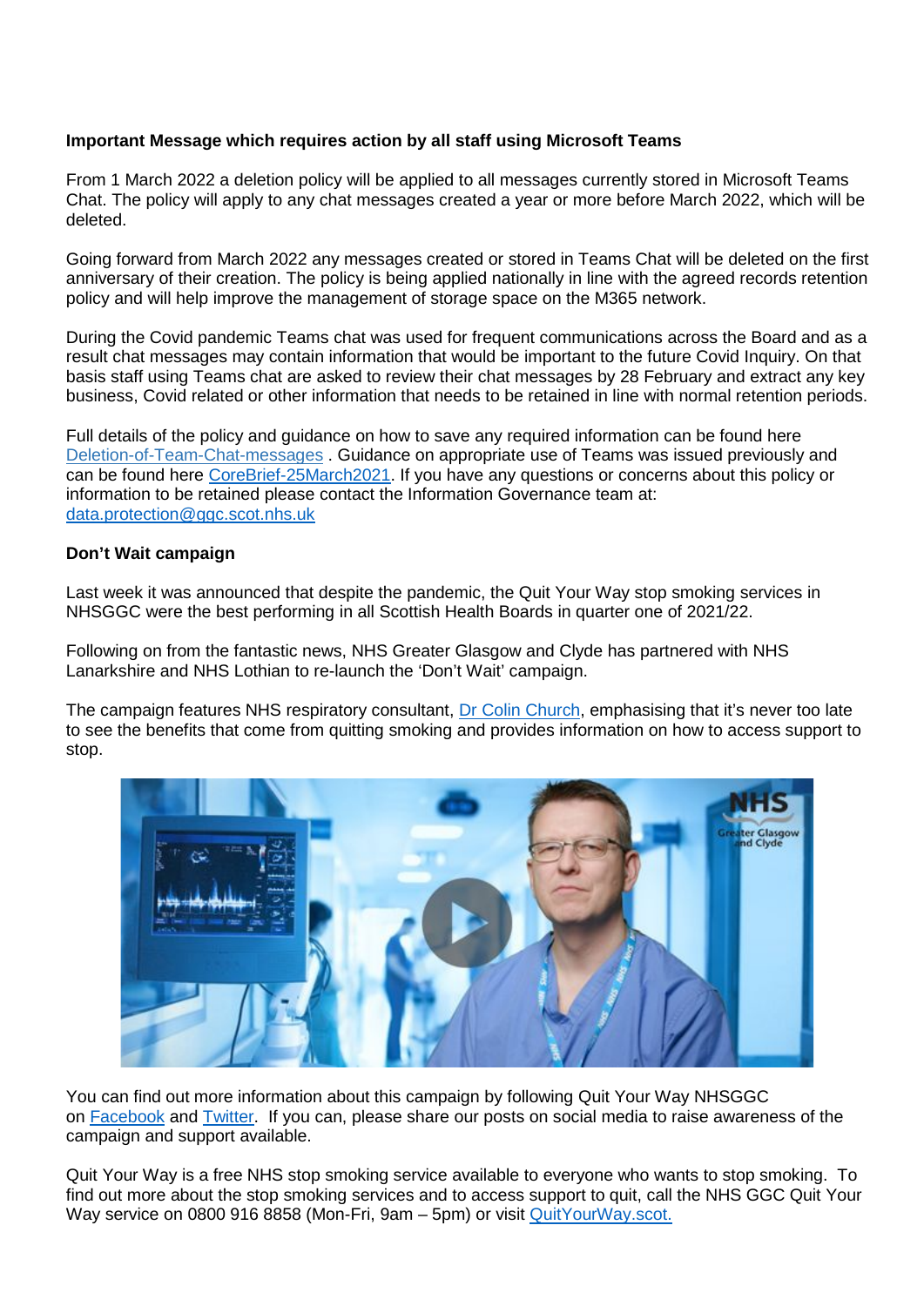**Important Message which requires action by all staff using Microsoft Teams**

From 1 March 2022 a deletion policy will be applied to all messages currently stored in Microsoft Teams Chat. The policy will apply to any chat messages created a year or more before March 2022, which will be deleted.

Going forward from March 2022 any messages created or stored in Teams Chat will be deleted on the first anniversary of their creation. The policy is being applied nationally in line with the agreed records retention policy and will help improve the management of storage space on the M365 network.

During the Covid pandemic Teams chat was used for frequent communications across the Board and as a result chat messages may contain information that would be important to the future Covid Inquiry. On that basis staff using Teams chat are asked to review their chat messages by 28 February and extract any key business, Covid related or other information that needs to be retained in line with normal retention periods.

Full details of the policy and guidance on how to save any required information can be found here Deletion-of-Team-Chat-messages . Guidance on appropriate use of Teams was issued previously and can be found here CoreBrief-25March2021. If you have any questions or concerns about this policy or information to be retained please contact the Information Governance team at: data.protection@ggc.scot.nhs.uk

**Don't Wait campaign**

Last week it was announced that despite the pandemic, the Quit Your Way stop smoking services in NHSGGC were the best performing in all Scottish Health Boards in quarter one of 2021/22.

Following on from the fantastic news, NHS Greater Glasgow and Clyde has partnered with NHS Lanarkshire and NHS Lothian to re-launch the 'Don't Wait' campaign.

The campaign features NHS respiratory consultant, Dr Colin Church, emphasising that it's never too late to see the benefits that come from quitting smoking and provides information on how to access support to stop.

You can find out more information about this campaign by following Quit Your Way NHSGGC on Facebook and Twitter. If you can, please share our posts on social media to raise awareness of the campaign and support available.

Quit Your Way is a free NHS stop smoking service available to everyone who wants to stop smoking. To find out more about the stop smoking services and to access support to quit, call the NHS GGC Quit Your Way service on 0800 916 8858 (Mon-Fri, 9am – 5pm) or visit QuitYourWay.scot.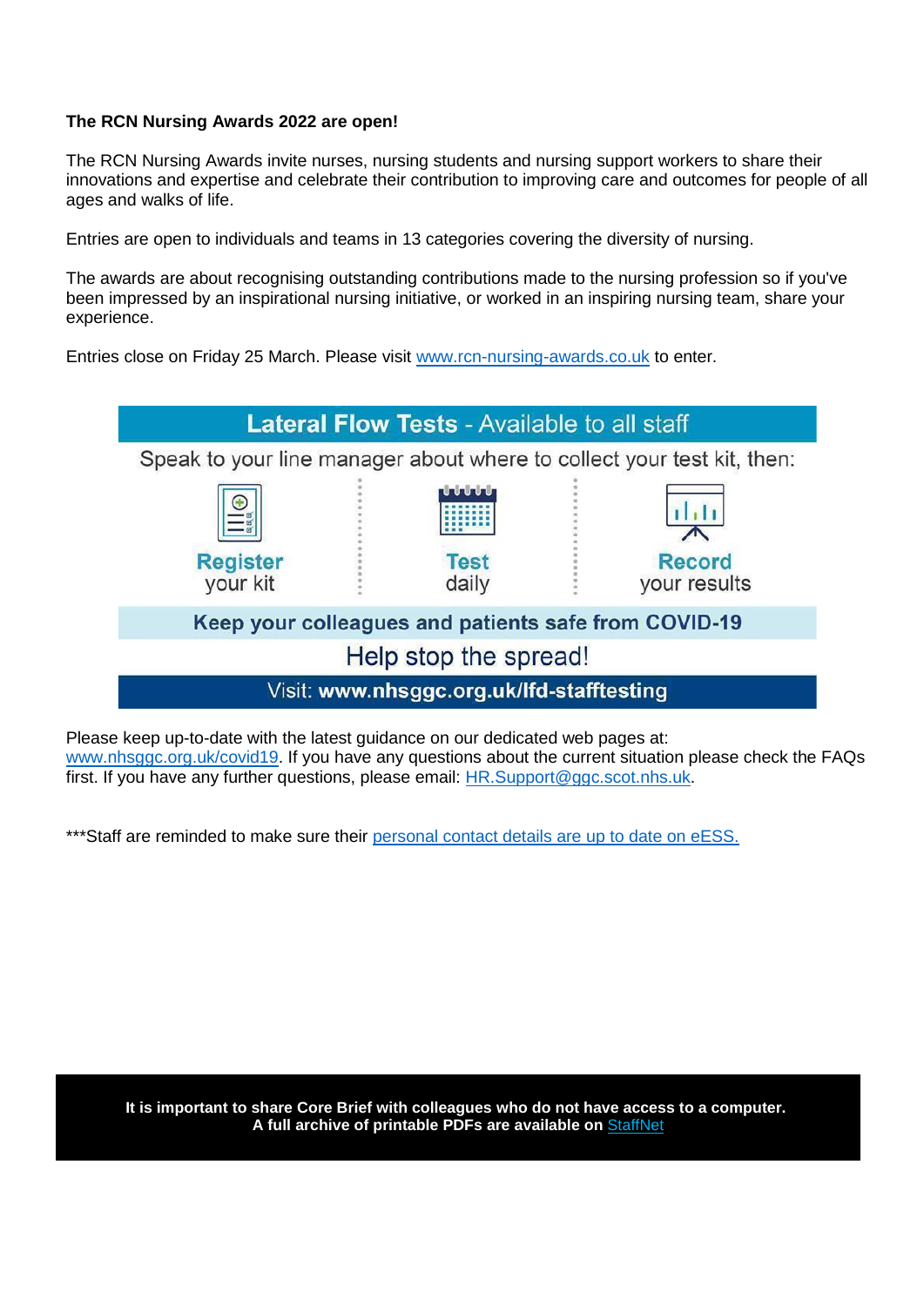**The RCN Nursing Awards 2022 are open!**

The RCN Nursing Awards invite nurses, nursing students and nursing support workers to share their innovations and expertise and celebrate their contribution to improving care and outcomes for people of all ages and walks of life.

Entries are open to individuals and teams in 13 categories covering the diversity of nursing.

The awards are about recognising outstanding contributions made to the nursing profession so if you've been impressed by an inspirational nursing initiative, or worked in an inspiring nursing team, share your experience.

Entries close on Friday 25 March. Please visit www.rcn-nursing-awards.co.uk to enter.

**Lateral Flow Tests** - Available to all staff

Speak to your line manager about where to collect your test kit, then:

**Register** your kit

**Test** daily

**Record** your results

**Keep your colleagues and patients safe from COVID-19**

Help stop the spread!

Visit: **www.nhsggc.org.uk/lfd-stafftesting**

Please keep up-to-date with the latest guidance on our dedicated web pages at: www.nhsggc.org.uk/covid19. If you have any questions about the current situation please check the FAQs first. If you have any further questions, please email: HR.Support@ggc.scot.nhs.uk.

***Staff are reminded to make sure their personal contact details are up to date on eESS.

**It is important to share Core Brief with colleagues who do not have access to a computer.**
**A full archive of printable PDFs are available on StaffNet**